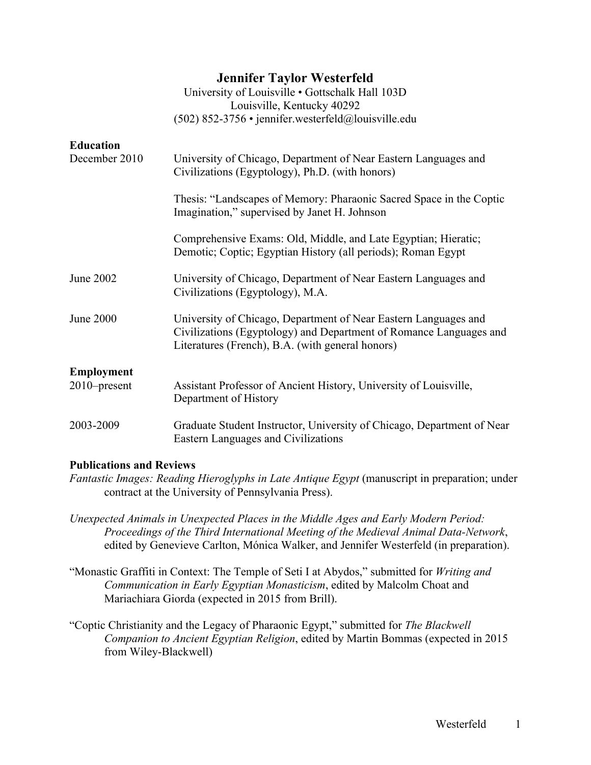# Jennifer Taylor Westerfeld

University of Louisville • Gottschalk Hall 103D
Louisville, Kentucky 40292
(502) 852-3756 • jennifer.westerfeld@louisville.edu

## Education

**December 2010** — University of Chicago, Department of Near Eastern Languages and Civilizations (Egyptology), Ph.D. (with honors)

Thesis: "Landscapes of Memory: Pharaonic Sacred Space in the Coptic Imagination," supervised by Janet H. Johnson

Comprehensive Exams: Old, Middle, and Late Egyptian; Hieratic; Demotic; Coptic; Egyptian History (all periods); Roman Egypt

**June 2002** — University of Chicago, Department of Near Eastern Languages and Civilizations (Egyptology), M.A.

**June 2000** — University of Chicago, Department of Near Eastern Languages and Civilizations (Egyptology) and Department of Romance Languages and Literatures (French), B.A. (with general honors)

## Employment

**2010–present** — Assistant Professor of Ancient History, University of Louisville, Department of History

**2003-2009** — Graduate Student Instructor, University of Chicago, Department of Near Eastern Languages and Civilizations

## Publications and Reviews

*Fantastic Images: Reading Hieroglyphs in Late Antique Egypt* (manuscript in preparation; under contract at the University of Pennsylvania Press).

*Unexpected Animals in Unexpected Places in the Middle Ages and Early Modern Period: Proceedings of the Third International Meeting of the Medieval Animal Data-Network*, edited by Genevieve Carlton, Mónica Walker, and Jennifer Westerfeld (in preparation).

"Monastic Graffiti in Context: The Temple of Seti I at Abydos," submitted for *Writing and Communication in Early Egyptian Monasticism*, edited by Malcolm Choat and Mariachiara Giorda (expected in 2015 from Brill).

"Coptic Christianity and the Legacy of Pharaonic Egypt," submitted for *The Blackwell Companion to Ancient Egyptian Religion*, edited by Martin Bommas (expected in 2015 from Wiley-Blackwell)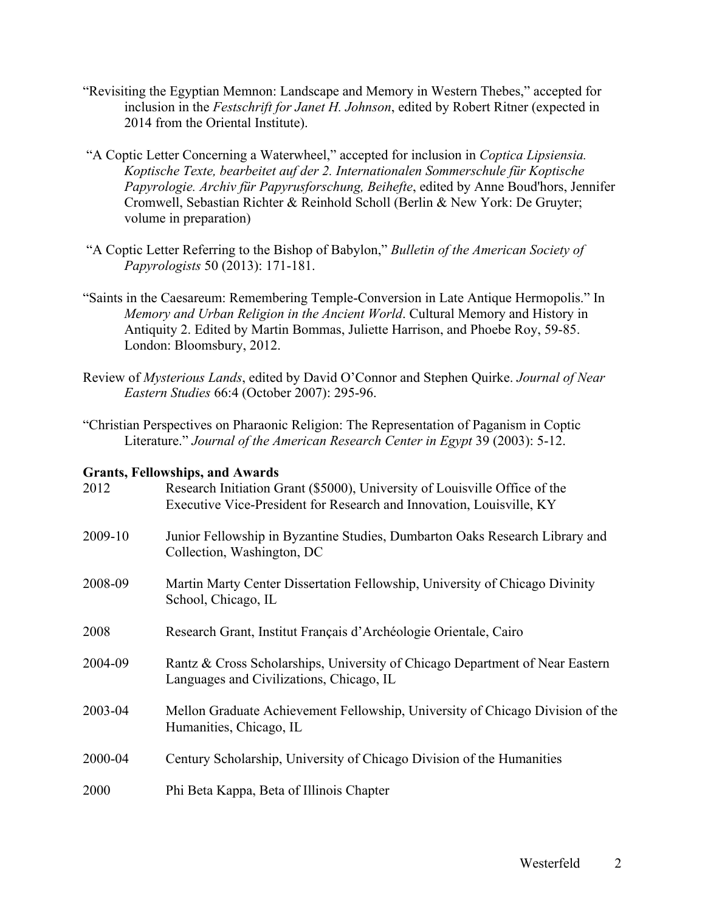"Revisiting the Egyptian Memnon: Landscape and Memory in Western Thebes," accepted for inclusion in the *Festschrift for Janet H. Johnson*, edited by Robert Ritner (expected in 2014 from the Oriental Institute).

"A Coptic Letter Concerning a Waterwheel," accepted for inclusion in *Coptica Lipsiensia. Koptische Texte, bearbeitet auf der 2. Internationalen Sommerschule für Koptische Papyrologie. Archiv für Papyrusforschung, Beihefte*, edited by Anne Boud'hors, Jennifer Cromwell, Sebastian Richter & Reinhold Scholl (Berlin & New York: De Gruyter; volume in preparation)

"A Coptic Letter Referring to the Bishop of Babylon," *Bulletin of the American Society of Papyrologists* 50 (2013): 171-181.

"Saints in the Caesareum: Remembering Temple-Conversion in Late Antique Hermopolis." In *Memory and Urban Religion in the Ancient World*. Cultural Memory and History in Antiquity 2. Edited by Martin Bommas, Juliette Harrison, and Phoebe Roy, 59-85. London: Bloomsbury, 2012.

Review of *Mysterious Lands*, edited by David O'Connor and Stephen Quirke. *Journal of Near Eastern Studies* 66:4 (October 2007): 295-96.

"Christian Perspectives on Pharaonic Religion: The Representation of Paganism in Coptic Literature." *Journal of the American Research Center in Egypt* 39 (2003): 5-12.

**Grants, Fellowships, and Awards**

| | |
|---|---|
| 2012 | Research Initiation Grant ($5000), University of Louisville Office of the Executive Vice-President for Research and Innovation, Louisville, KY |
| 2009-10 | Junior Fellowship in Byzantine Studies, Dumbarton Oaks Research Library and Collection, Washington, DC |
| 2008-09 | Martin Marty Center Dissertation Fellowship, University of Chicago Divinity School, Chicago, IL |
| 2008 | Research Grant, Institut Français d'Archéologie Orientale, Cairo |
| 2004-09 | Rantz & Cross Scholarships, University of Chicago Department of Near Eastern Languages and Civilizations, Chicago, IL |
| 2003-04 | Mellon Graduate Achievement Fellowship, University of Chicago Division of the Humanities, Chicago, IL |
| 2000-04 | Century Scholarship, University of Chicago Division of the Humanities |
| 2000 | Phi Beta Kappa, Beta of Illinois Chapter |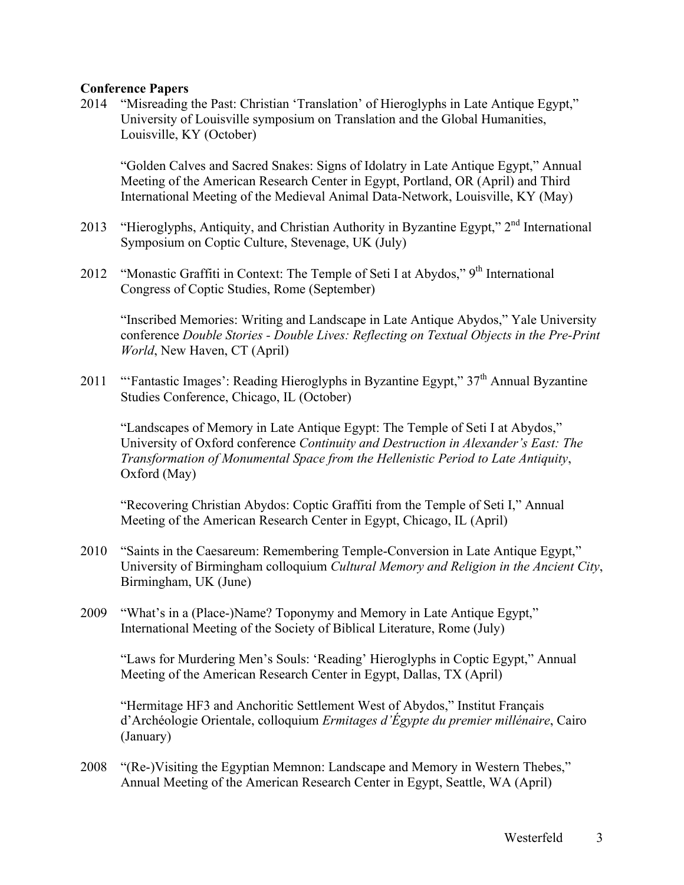**Conference Papers**

2014 "Misreading the Past: Christian 'Translation' of Hieroglyphs in Late Antique Egypt," University of Louisville symposium on Translation and the Global Humanities, Louisville, KY (October)

"Golden Calves and Sacred Snakes: Signs of Idolatry in Late Antique Egypt," Annual Meeting of the American Research Center in Egypt, Portland, OR (April) and Third International Meeting of the Medieval Animal Data-Network, Louisville, KY (May)

2013 "Hieroglyphs, Antiquity, and Christian Authority in Byzantine Egypt," 2nd International Symposium on Coptic Culture, Stevenage, UK (July)

2012 "Monastic Graffiti in Context: The Temple of Seti I at Abydos," 9th International Congress of Coptic Studies, Rome (September)

"Inscribed Memories: Writing and Landscape in Late Antique Abydos," Yale University conference *Double Stories - Double Lives: Reflecting on Textual Objects in the Pre-Print World*, New Haven, CT (April)

2011 "'Fantastic Images': Reading Hieroglyphs in Byzantine Egypt," 37th Annual Byzantine Studies Conference, Chicago, IL (October)

"Landscapes of Memory in Late Antique Egypt: The Temple of Seti I at Abydos," University of Oxford conference *Continuity and Destruction in Alexander's East: The Transformation of Monumental Space from the Hellenistic Period to Late Antiquity*, Oxford (May)

"Recovering Christian Abydos: Coptic Graffiti from the Temple of Seti I," Annual Meeting of the American Research Center in Egypt, Chicago, IL (April)

2010 "Saints in the Caesareum: Remembering Temple-Conversion in Late Antique Egypt," University of Birmingham colloquium *Cultural Memory and Religion in the Ancient City*, Birmingham, UK (June)

2009 "What's in a (Place-)Name? Toponymy and Memory in Late Antique Egypt," International Meeting of the Society of Biblical Literature, Rome (July)

"Laws for Murdering Men's Souls: 'Reading' Hieroglyphs in Coptic Egypt," Annual Meeting of the American Research Center in Egypt, Dallas, TX (April)

"Hermitage HF3 and Anchoritic Settlement West of Abydos," Institut Français d'Archéologie Orientale, colloquium *Ermitages d'Égypte du premier millénaire*, Cairo (January)

2008 "(Re-)Visiting the Egyptian Memnon: Landscape and Memory in Western Thebes," Annual Meeting of the American Research Center in Egypt, Seattle, WA (April)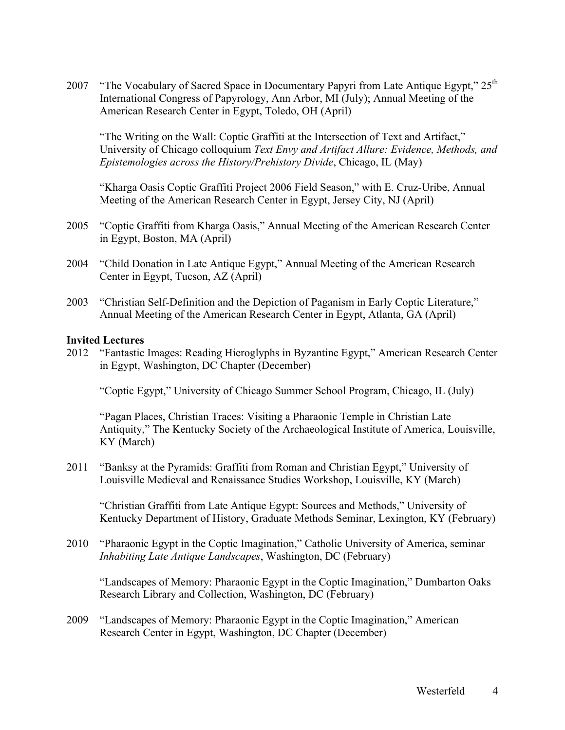2007 "The Vocabulary of Sacred Space in Documentary Papyri from Late Antique Egypt," 25th International Congress of Papyrology, Ann Arbor, MI (July); Annual Meeting of the American Research Center in Egypt, Toledo, OH (April)

"The Writing on the Wall: Coptic Graffiti at the Intersection of Text and Artifact," University of Chicago colloquium *Text Envy and Artifact Allure: Evidence, Methods, and Epistemologies across the History/Prehistory Divide*, Chicago, IL (May)

"Kharga Oasis Coptic Graffiti Project 2006 Field Season," with E. Cruz-Uribe, Annual Meeting of the American Research Center in Egypt, Jersey City, NJ (April)

2005 "Coptic Graffiti from Kharga Oasis," Annual Meeting of the American Research Center in Egypt, Boston, MA (April)

2004 "Child Donation in Late Antique Egypt," Annual Meeting of the American Research Center in Egypt, Tucson, AZ (April)

2003 "Christian Self-Definition and the Depiction of Paganism in Early Coptic Literature," Annual Meeting of the American Research Center in Egypt, Atlanta, GA (April)

**Invited Lectures**

2012 "Fantastic Images: Reading Hieroglyphs in Byzantine Egypt," American Research Center in Egypt, Washington, DC Chapter (December)

"Coptic Egypt," University of Chicago Summer School Program, Chicago, IL (July)

"Pagan Places, Christian Traces: Visiting a Pharaonic Temple in Christian Late Antiquity," The Kentucky Society of the Archaeological Institute of America, Louisville, KY (March)

2011 "Banksy at the Pyramids: Graffiti from Roman and Christian Egypt," University of Louisville Medieval and Renaissance Studies Workshop, Louisville, KY (March)

"Christian Graffiti from Late Antique Egypt: Sources and Methods," University of Kentucky Department of History, Graduate Methods Seminar, Lexington, KY (February)

2010 "Pharaonic Egypt in the Coptic Imagination," Catholic University of America, seminar *Inhabiting Late Antique Landscapes*, Washington, DC (February)

"Landscapes of Memory: Pharaonic Egypt in the Coptic Imagination," Dumbarton Oaks Research Library and Collection, Washington, DC (February)

2009 "Landscapes of Memory: Pharaonic Egypt in the Coptic Imagination," American Research Center in Egypt, Washington, DC Chapter (December)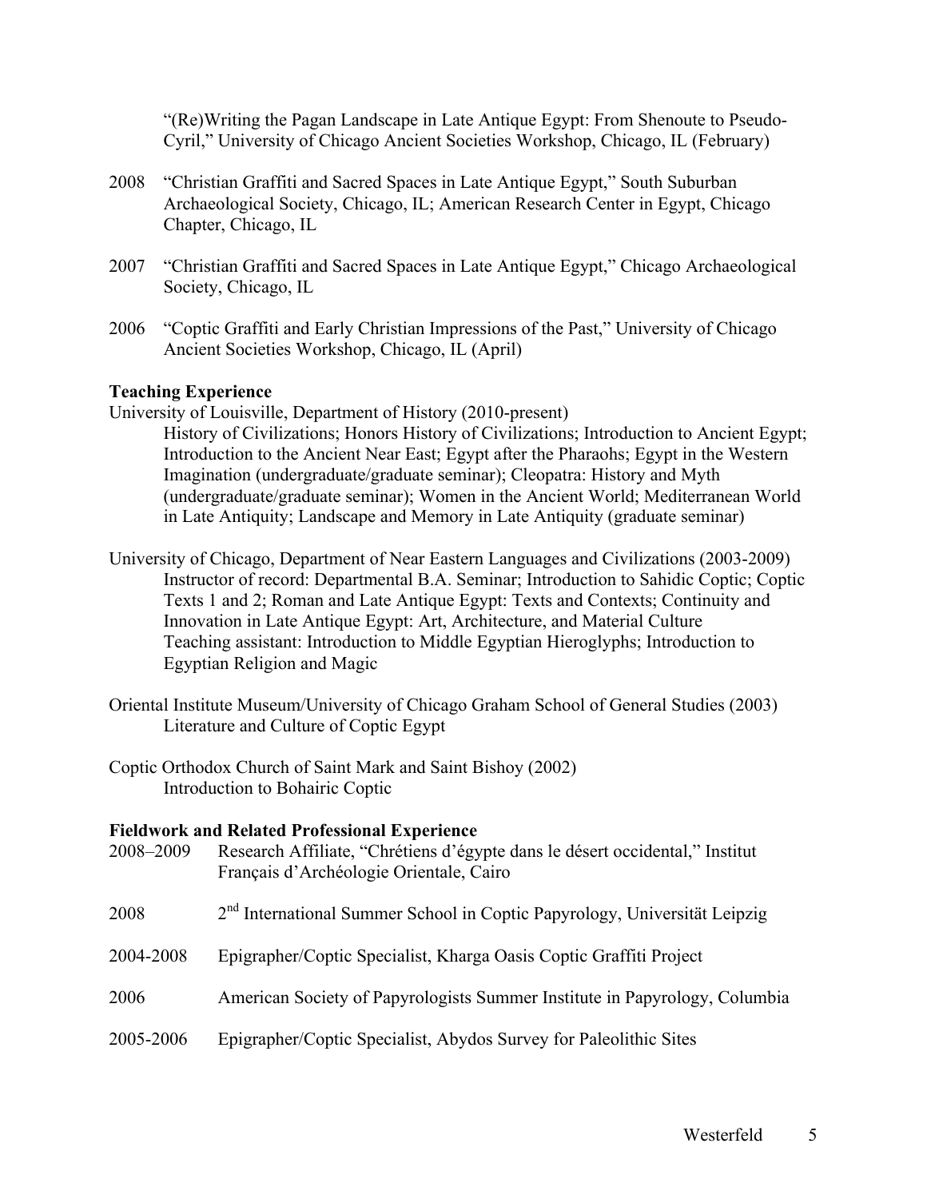"(Re)Writing the Pagan Landscape in Late Antique Egypt: From Shenoute to Pseudo-Cyril," University of Chicago Ancient Societies Workshop, Chicago, IL (February)

2008 "Christian Graffiti and Sacred Spaces in Late Antique Egypt," South Suburban Archaeological Society, Chicago, IL; American Research Center in Egypt, Chicago Chapter, Chicago, IL

2007 "Christian Graffiti and Sacred Spaces in Late Antique Egypt," Chicago Archaeological Society, Chicago, IL

2006 "Coptic Graffiti and Early Christian Impressions of the Past," University of Chicago Ancient Societies Workshop, Chicago, IL (April)

**Teaching Experience**

University of Louisville, Department of History (2010-present)
History of Civilizations; Honors History of Civilizations; Introduction to Ancient Egypt; Introduction to the Ancient Near East; Egypt after the Pharaohs; Egypt in the Western Imagination (undergraduate/graduate seminar); Cleopatra: History and Myth (undergraduate/graduate seminar); Women in the Ancient World; Mediterranean World in Late Antiquity; Landscape and Memory in Late Antiquity (graduate seminar)

University of Chicago, Department of Near Eastern Languages and Civilizations (2003-2009)
Instructor of record: Departmental B.A. Seminar; Introduction to Sahidic Coptic; Coptic Texts 1 and 2; Roman and Late Antique Egypt: Texts and Contexts; Continuity and Innovation in Late Antique Egypt: Art, Architecture, and Material Culture
Teaching assistant: Introduction to Middle Egyptian Hieroglyphs; Introduction to Egyptian Religion and Magic

Oriental Institute Museum/University of Chicago Graham School of General Studies (2003)
Literature and Culture of Coptic Egypt

Coptic Orthodox Church of Saint Mark and Saint Bishoy (2002)
Introduction to Bohairic Coptic

**Fieldwork and Related Professional Experience**

2008–2009 Research Affiliate, "Chrétiens d'égypte dans le désert occidental," Institut Français d'Archéologie Orientale, Cairo

2008 2nd International Summer School in Coptic Papyrology, Universität Leipzig

2004-2008 Epigrapher/Coptic Specialist, Kharga Oasis Coptic Graffiti Project

2006 American Society of Papyrologists Summer Institute in Papyrology, Columbia

2005-2006 Epigrapher/Coptic Specialist, Abydos Survey for Paleolithic Sites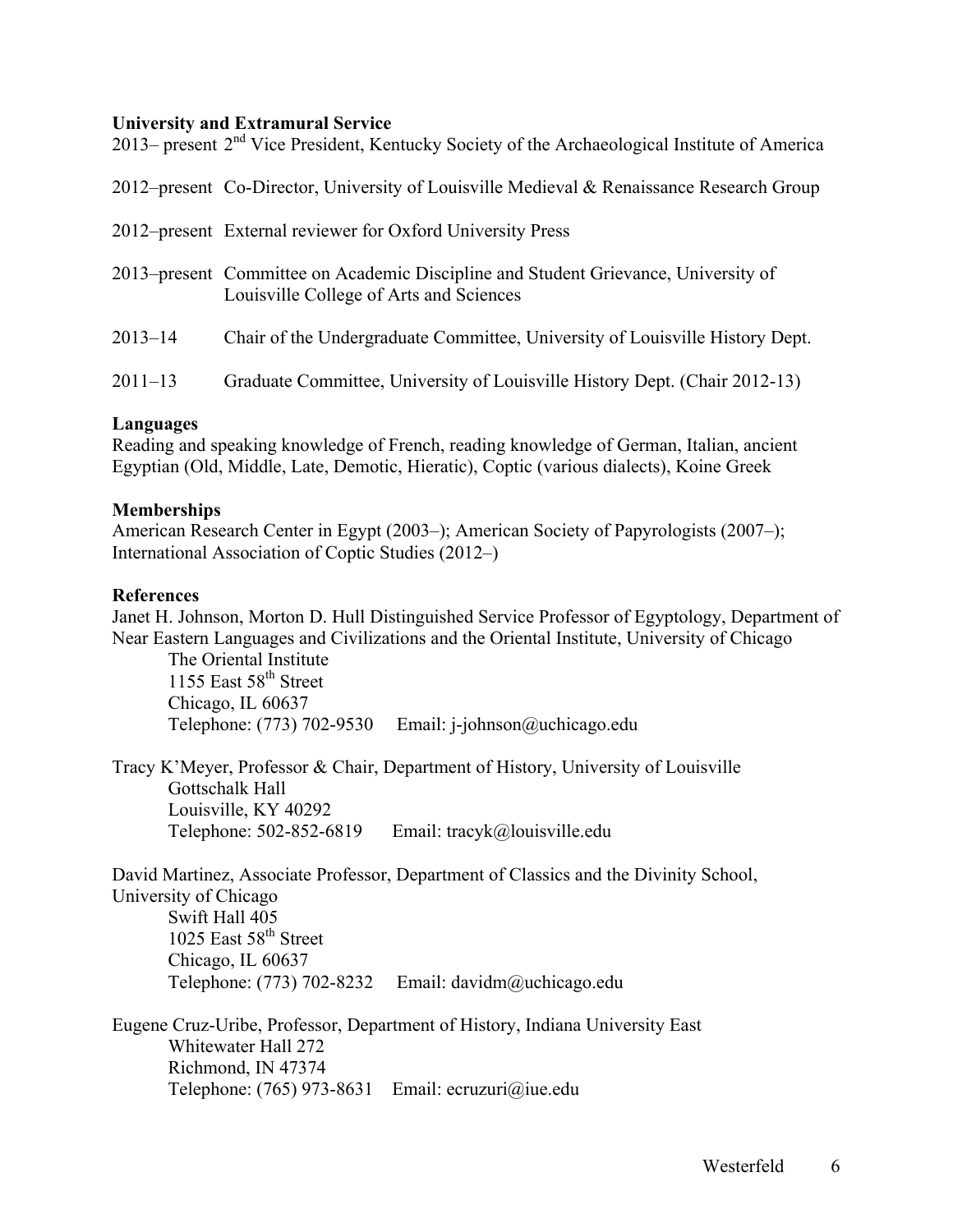**University and Extramural Service**

2013– present 2nd Vice President, Kentucky Society of the Archaeological Institute of America

2012–present Co-Director, University of Louisville Medieval & Renaissance Research Group

2012–present External reviewer for Oxford University Press

2013–present Committee on Academic Discipline and Student Grievance, University of Louisville College of Arts and Sciences

2013–14 Chair of the Undergraduate Committee, University of Louisville History Dept.

2011–13 Graduate Committee, University of Louisville History Dept. (Chair 2012-13)

**Languages**

Reading and speaking knowledge of French, reading knowledge of German, Italian, ancient Egyptian (Old, Middle, Late, Demotic, Hieratic), Coptic (various dialects), Koine Greek

**Memberships**

American Research Center in Egypt (2003–); American Society of Papyrologists (2007–); International Association of Coptic Studies (2012–)

**References**

Janet H. Johnson, Morton D. Hull Distinguished Service Professor of Egyptology, Department of Near Eastern Languages and Civilizations and the Oriental Institute, University of Chicago
The Oriental Institute
1155 East 58th Street
Chicago, IL 60637
Telephone: (773) 702-9530 Email: j-johnson@uchicago.edu

Tracy K'Meyer, Professor & Chair, Department of History, University of Louisville
Gottschalk Hall
Louisville, KY 40292
Telephone: 502-852-6819 Email: tracyk@louisville.edu

David Martinez, Associate Professor, Department of Classics and the Divinity School, University of Chicago
Swift Hall 405
1025 East 58th Street
Chicago, IL 60637
Telephone: (773) 702-8232 Email: davidm@uchicago.edu

Eugene Cruz-Uribe, Professor, Department of History, Indiana University East
Whitewater Hall 272
Richmond, IN 47374
Telephone: (765) 973-8631 Email: ecruzuri@iue.edu